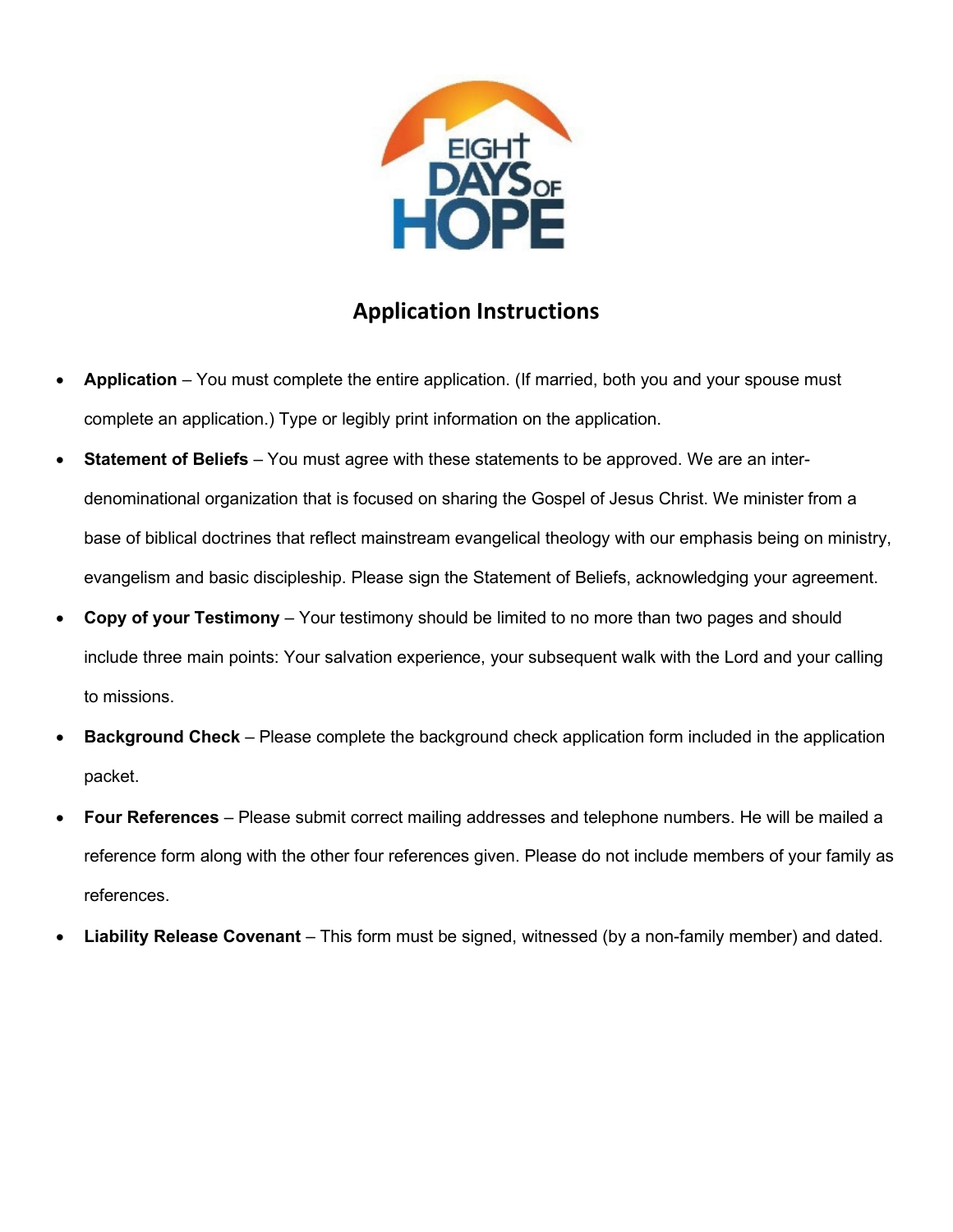# Application Instructions

- **Application** – You must complete the entire application. (If married, both you and your spouse must complete an application.) Type or legibly print information on the application.
- **Statement of Beliefs** – You must agree with these statements to be approved. We are an inter-denominational organization that is focused on sharing the Gospel of Jesus Christ. We minister from a base of biblical doctrines that reflect mainstream evangelical theology with our emphasis being on ministry, evangelism and basic discipleship. Please sign the Statement of Beliefs, acknowledging your agreement.
- **Copy of your Testimony** – Your testimony should be limited to no more than two pages and should include three main points: Your salvation experience, your subsequent walk with the Lord and your calling to missions.
- **Background Check** – Please complete the background check application form included in the application packet.
- **Four References** – Please submit correct mailing addresses and telephone numbers. He will be mailed a reference form along with the other four references given. Please do not include members of your family as references.
- **Liability Release Covenant** – This form must be signed, witnessed (by a non-family member) and dated.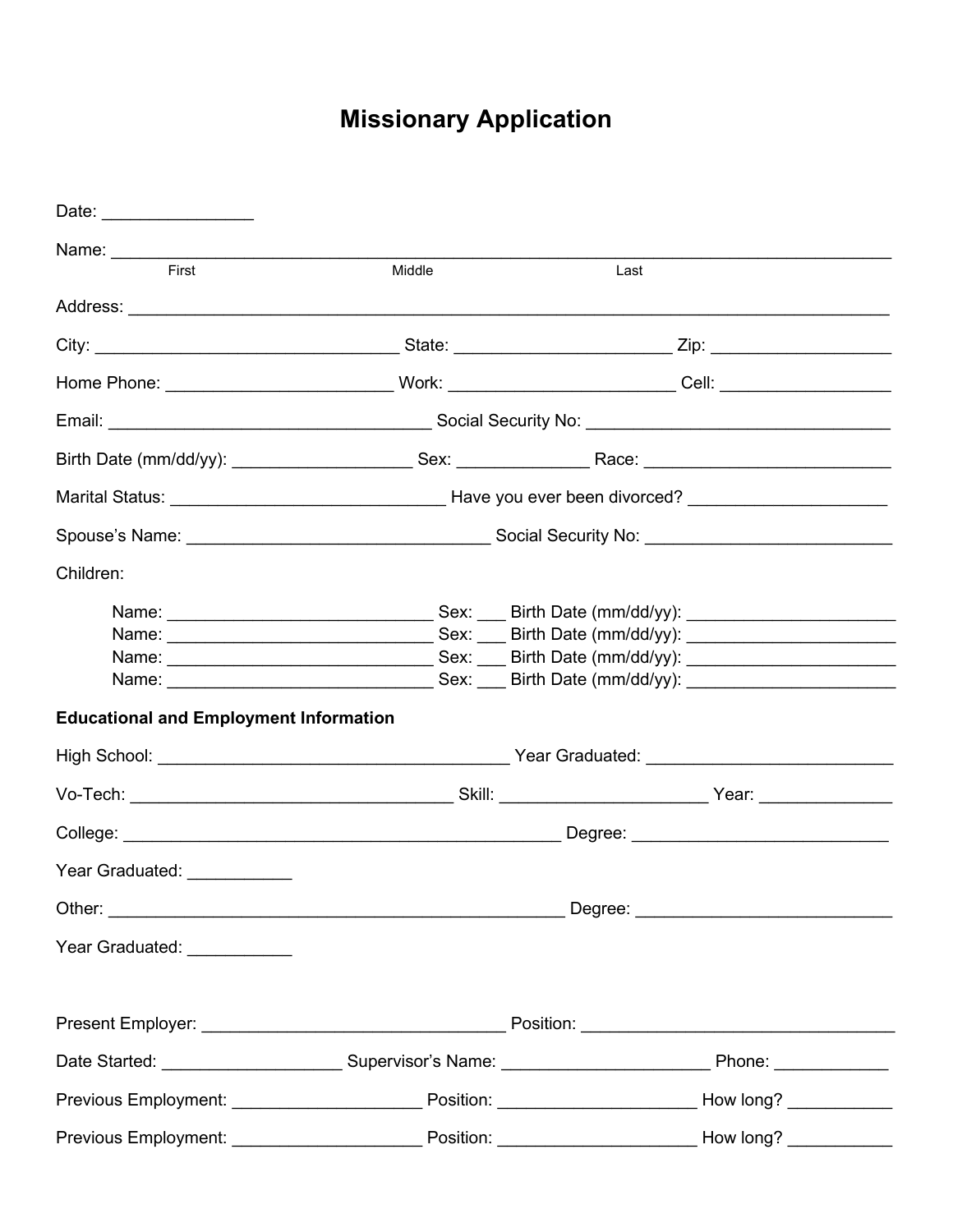# Missionary Application

Date: ________________

Name: ______________________________________________________________________________
First Middle Last

Address: ____________________________________________________________________________

City: ________________________________ State: _______________________ Zip: ___________________

Home Phone: ________________________ Work: ________________________ Cell: __________________

Email: ___________________________________ Social Security No: ________________________________

Birth Date (mm/dd/yy): ___________________ Sex: ______________ Race: __________________________

Marital Status: ______________________________ Have you ever been divorced? _____________________

Spouse's Name: ________________________________ Social Security No: __________________________

Children:

Name: ____________________________ Sex: ___ Birth Date (mm/dd/yy): ______________________
Name: ____________________________ Sex: ___ Birth Date (mm/dd/yy): ______________________
Name: ____________________________ Sex: ___ Birth Date (mm/dd/yy): ______________________
Name: ____________________________ Sex: ___ Birth Date (mm/dd/yy): ______________________

**Educational and Employment Information**

High School: _____________________________________ Year Graduated: __________________________

Vo-Tech: __________________________________ Skill: ______________________ Year: ______________

College: ______________________________________________ Degree: ___________________________

Year Graduated: ___________

Other: ________________________________________________ Degree: ___________________________

Year Graduated: ___________

Present Employer: ________________________________ Position: _________________________________

Date Started: ___________________ Supervisor's Name: _____________________ Phone: ____________

Previous Employment: ____________________ Position: _____________________ How long? ___________

Previous Employment: ____________________ Position: _____________________ How long? ___________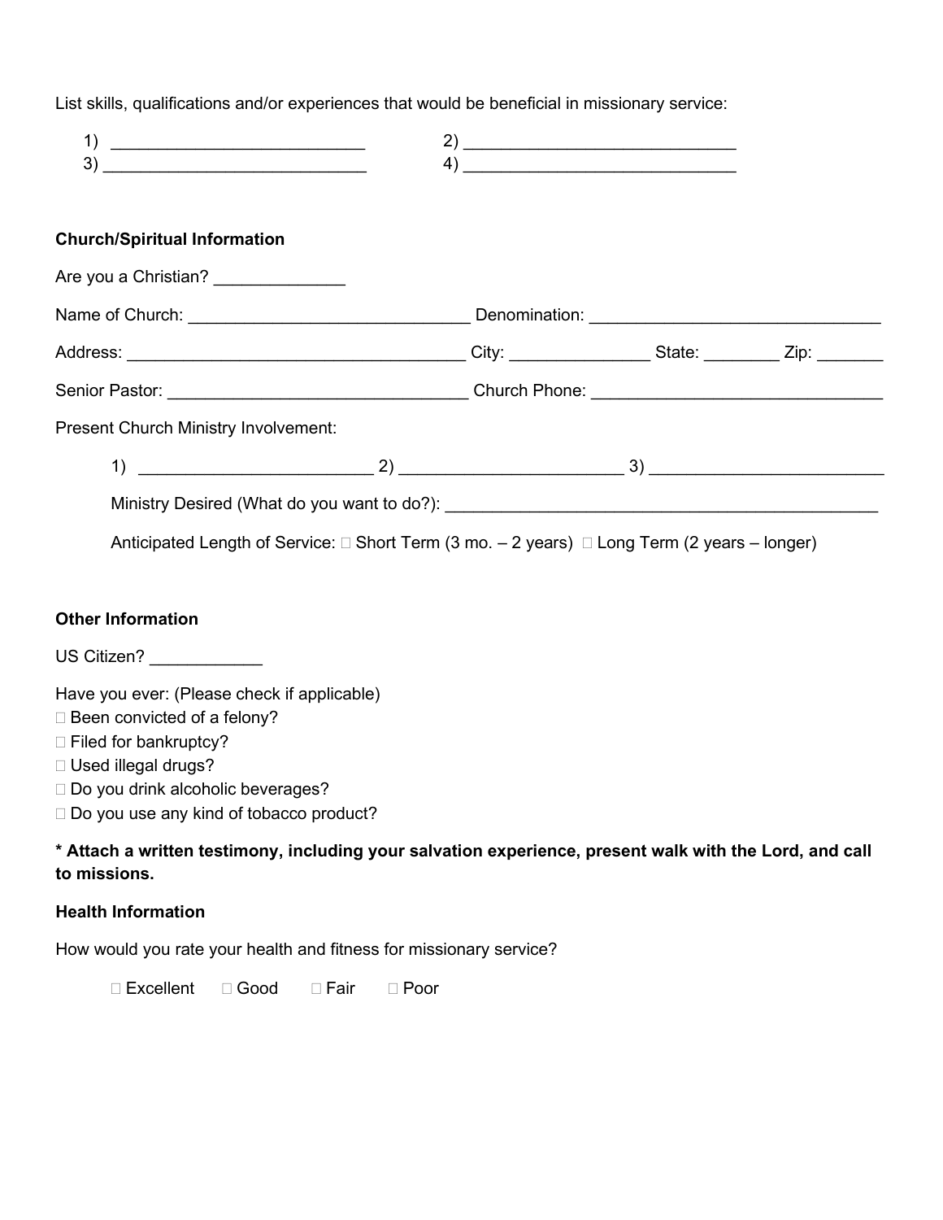List skills, qualifications and/or experiences that would be beneficial in missionary service:

1) ____________________________ 2) ______________________________
3) _____________________________ 4) ______________________________

**Church/Spiritual Information**

Are you a Christian? ______________

Name of Church: _______________________________ Denomination: ________________________________

Address: _____________________________________ City: _______________ State: ________ Zip: _______

Senior Pastor: _________________________________ Church Phone: _______________________________

Present Church Ministry Involvement:

1) _________________________ 2) ________________________ 3) _________________________

Ministry Desired (What do you want to do?): ________________________________________________

Anticipated Length of Service: ☐ Short Term (3 mo. – 2 years) ☐ Long Term (2 years – longer)

**Other Information**

US Citizen? ____________

Have you ever: (Please check if applicable)

☐ Been convicted of a felony?
☐ Filed for bankruptcy?
☐ Used illegal drugs?
☐ Do you drink alcoholic beverages?
☐ Do you use any kind of tobacco product?

**\* Attach a written testimony, including your salvation experience, present walk with the Lord, and call to missions.**

**Health Information**

How would you rate your health and fitness for missionary service?

☐ Excellent ☐ Good ☐ Fair ☐ Poor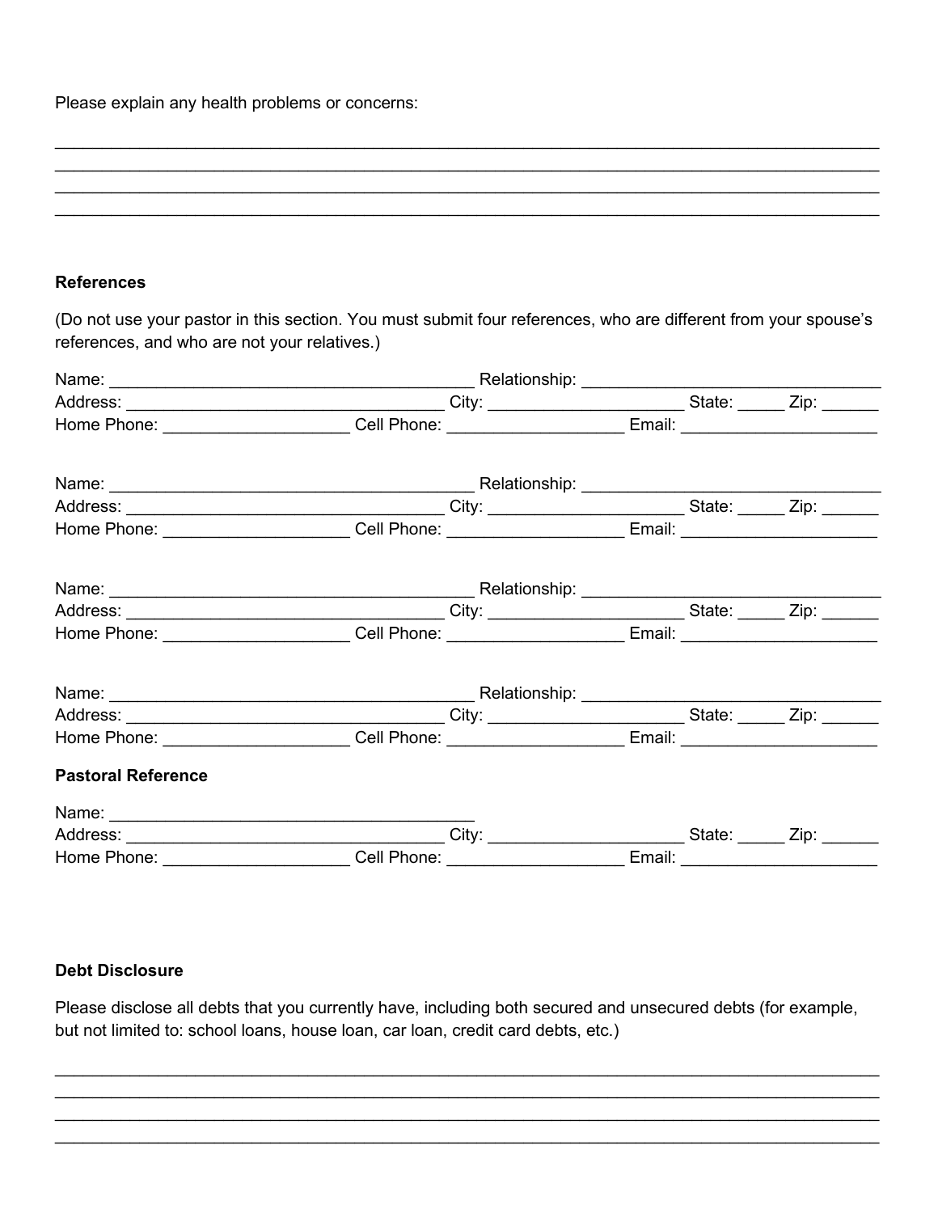Please explain any health problems or concerns:

________________________________________________________________________________
________________________________________________________________________________
________________________________________________________________________________
________________________________________________________________________________

**References**

(Do not use your pastor in this section. You must submit four references, who are different from your spouse's references, and who are not your relatives.)

Name: ________________________________________ Relationship: ______________________________
Address: __________________________________ City: _____________________ State: _____ Zip: ______
Home Phone: ___________________ Cell Phone: __________________ Email: ____________________

Name: ________________________________________ Relationship: ______________________________
Address: __________________________________ City: _____________________ State: _____ Zip: ______
Home Phone: ___________________ Cell Phone: __________________ Email: ____________________

Name: ________________________________________ Relationship: ______________________________
Address: __________________________________ City: _____________________ State: _____ Zip: ______
Home Phone: ___________________ Cell Phone: __________________ Email: ____________________

Name: ________________________________________ Relationship: ______________________________
Address: __________________________________ City: _____________________ State: _____ Zip: ______
Home Phone: ___________________ Cell Phone: __________________ Email: ____________________

**Pastoral Reference**

Name: ________________________________________
Address: __________________________________ City: _____________________ State: _____ Zip: ______
Home Phone: ___________________ Cell Phone: __________________ Email: ____________________

**Debt Disclosure**

Please disclose all debts that you currently have, including both secured and unsecured debts (for example, but not limited to: school loans, house loan, car loan, credit card debts, etc.)

________________________________________________________________________________
________________________________________________________________________________
________________________________________________________________________________
________________________________________________________________________________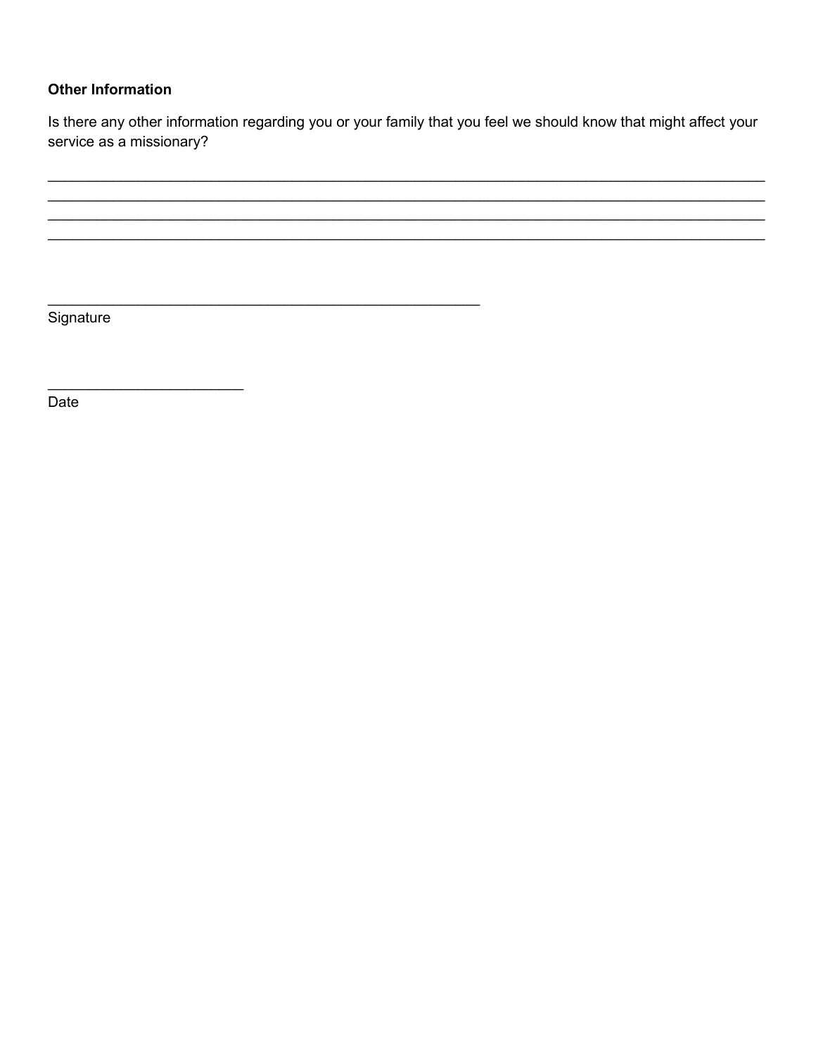**Other Information**

Is there any other information regarding you or your family that you feel we should know that might affect your service as a missionary?

\_\_\_\_\_\_\_\_\_\_\_\_\_\_\_\_\_\_\_\_\_\_\_\_\_\_\_\_\_\_\_\_\_\_\_\_\_\_\_\_\_\_\_\_\_\_\_\_\_\_\_\_\_\_\_\_\_\_\_\_\_\_\_\_\_\_\_\_\_\_\_\_\_\_\_\_\_\_\_\_
\_\_\_\_\_\_\_\_\_\_\_\_\_\_\_\_\_\_\_\_\_\_\_\_\_\_\_\_\_\_\_\_\_\_\_\_\_\_\_\_\_\_\_\_\_\_\_\_\_\_\_\_\_\_\_\_\_\_\_\_\_\_\_\_\_\_\_\_\_\_\_\_\_\_\_\_\_\_\_\_
\_\_\_\_\_\_\_\_\_\_\_\_\_\_\_\_\_\_\_\_\_\_\_\_\_\_\_\_\_\_\_\_\_\_\_\_\_\_\_\_\_\_\_\_\_\_\_\_\_\_\_\_\_\_\_\_\_\_\_\_\_\_\_\_\_\_\_\_\_\_\_\_\_\_\_\_\_\_\_\_
\_\_\_\_\_\_\_\_\_\_\_\_\_\_\_\_\_\_\_\_\_\_\_\_\_\_\_\_\_\_\_\_\_\_\_\_\_\_\_\_\_\_\_\_\_\_\_\_\_\_\_\_\_\_\_\_\_\_\_\_\_\_\_\_\_\_\_\_\_\_\_\_\_\_\_\_\_\_\_\_

\_\_\_\_\_\_\_\_\_\_\_\_\_\_\_\_\_\_\_\_\_\_\_\_\_\_\_\_\_\_\_\_\_\_\_\_\_\_\_\_\_\_\_\_\_\_\_\_
Signature

\_\_\_\_\_\_\_\_\_\_\_\_\_\_\_\_\_\_\_\_\_\_\_
Date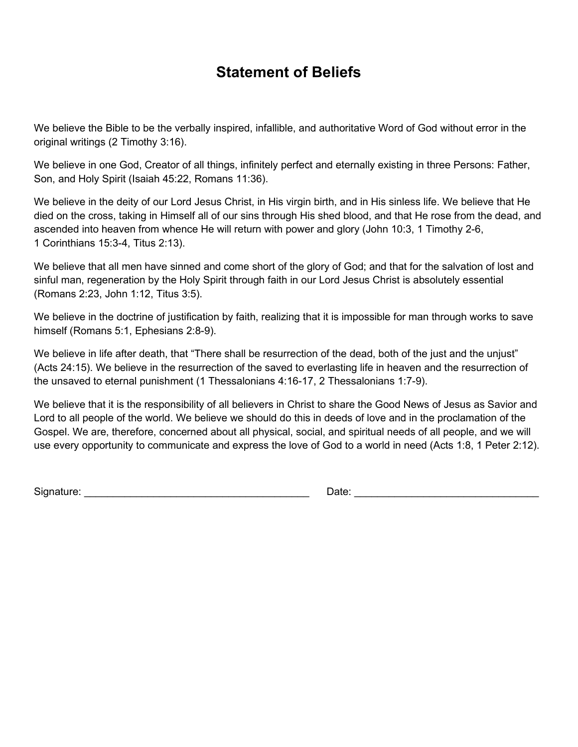# Statement of Beliefs

We believe the Bible to be the verbally inspired, infallible, and authoritative Word of God without error in the original writings (2 Timothy 3:16).

We believe in one God, Creator of all things, infinitely perfect and eternally existing in three Persons: Father, Son, and Holy Spirit (Isaiah 45:22, Romans 11:36).

We believe in the deity of our Lord Jesus Christ, in His virgin birth, and in His sinless life. We believe that He died on the cross, taking in Himself all of our sins through His shed blood, and that He rose from the dead, and ascended into heaven from whence He will return with power and glory (John 10:3, 1 Timothy 2-6, 1 Corinthians 15:3-4, Titus 2:13).

We believe that all men have sinned and come short of the glory of God; and that for the salvation of lost and sinful man, regeneration by the Holy Spirit through faith in our Lord Jesus Christ is absolutely essential (Romans 2:23, John 1:12, Titus 3:5).

We believe in the doctrine of justification by faith, realizing that it is impossible for man through works to save himself (Romans 5:1, Ephesians 2:8-9).

We believe in life after death, that "There shall be resurrection of the dead, both of the just and the unjust" (Acts 24:15). We believe in the resurrection of the saved to everlasting life in heaven and the resurrection of the unsaved to eternal punishment (1 Thessalonians 4:16-17, 2 Thessalonians 1:7-9).

We believe that it is the responsibility of all believers in Christ to share the Good News of Jesus as Savior and Lord to all people of the world. We believe we should do this in deeds of love and in the proclamation of the Gospel. We are, therefore, concerned about all physical, social, and spiritual needs of all people, and we will use every opportunity to communicate and express the love of God to a world in need (Acts 1:8, 1 Peter 2:12).

Signature: ________________________________________ Date: _________________________________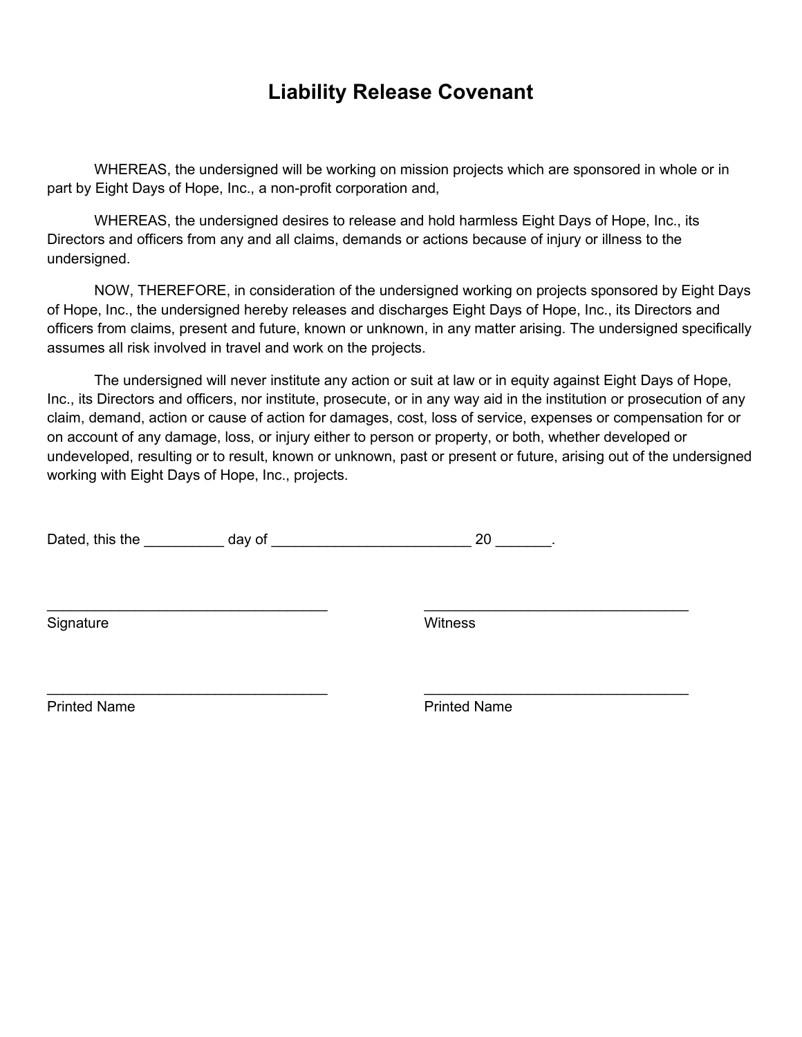# Liability Release Covenant

WHEREAS, the undersigned will be working on mission projects which are sponsored in whole or in part by Eight Days of Hope, Inc., a non-profit corporation and,

WHEREAS, the undersigned desires to release and hold harmless Eight Days of Hope, Inc., its Directors and officers from any and all claims, demands or actions because of injury or illness to the undersigned.

NOW, THEREFORE, in consideration of the undersigned working on projects sponsored by Eight Days of Hope, Inc., the undersigned hereby releases and discharges Eight Days of Hope, Inc., its Directors and officers from claims, present and future, known or unknown, in any matter arising. The undersigned specifically assumes all risk involved in travel and work on the projects.

The undersigned will never institute any action or suit at law or in equity against Eight Days of Hope, Inc., its Directors and officers, nor institute, prosecute, or in any way aid in the institution or prosecution of any claim, demand, action or cause of action for damages, cost, loss of service, expenses or compensation for or on account of any damage, loss, or injury either to person or property, or both, whether developed or undeveloped, resulting or to result, known or unknown, past or present or future, arising out of the undersigned working with Eight Days of Hope, Inc., projects.

Dated, this the __________ day of _________________________ 20 _______.

___________________________________ Signature

___________________________________ Witness

___________________________________ Printed Name

___________________________________ Printed Name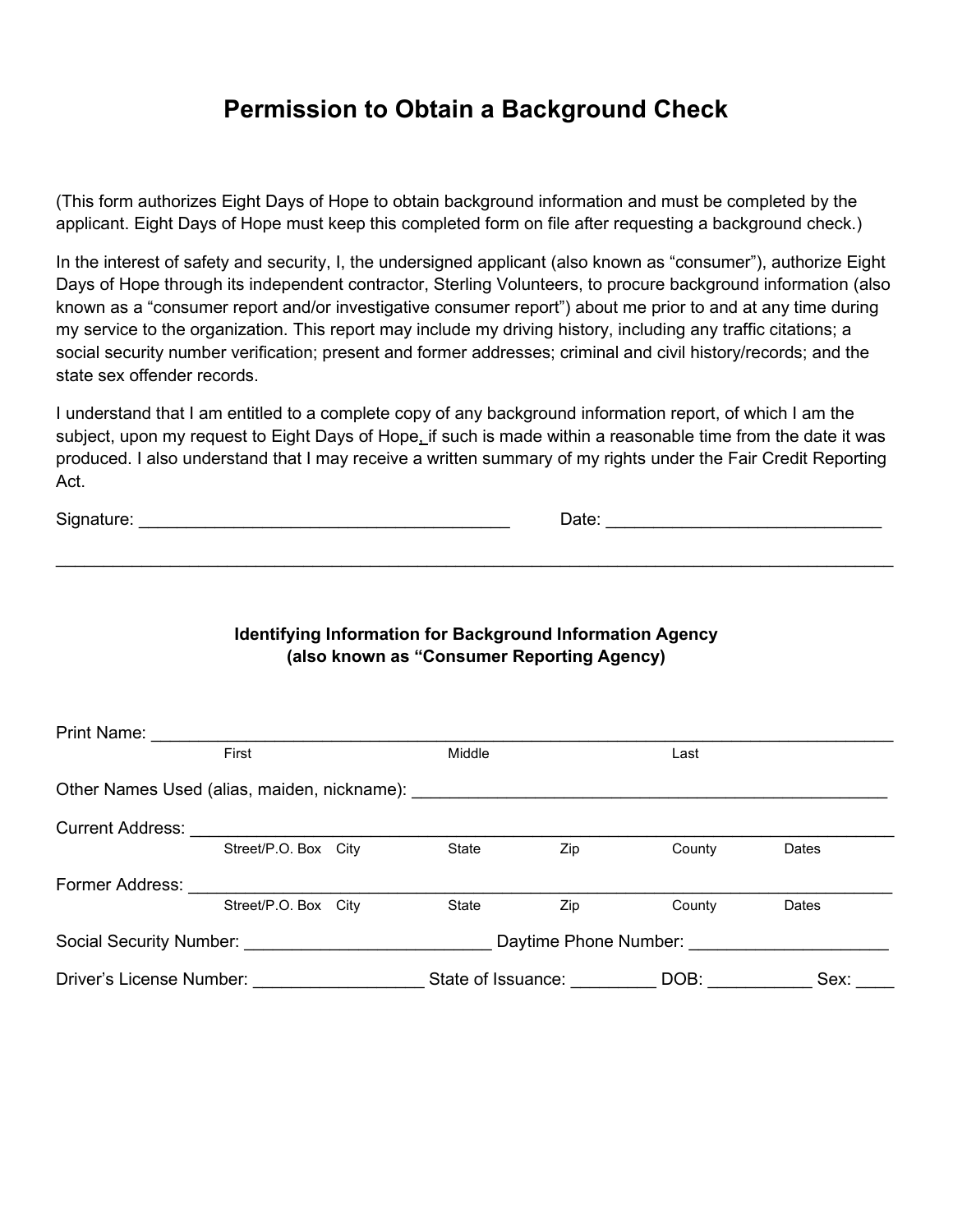# Permission to Obtain a Background Check

(This form authorizes Eight Days of Hope to obtain background information and must be completed by the applicant. Eight Days of Hope must keep this completed form on file after requesting a background check.)

In the interest of safety and security, I, the undersigned applicant (also known as "consumer"), authorize Eight Days of Hope through its independent contractor, Sterling Volunteers, to procure background information (also known as a "consumer report and/or investigative consumer report") about me prior to and at any time during my service to the organization. This report may include my driving history, including any traffic citations; a social security number verification; present and former addresses; criminal and civil history/records; and the state sex offender records.

I understand that I am entitled to a complete copy of any background information report, of which I am the subject, upon my request to Eight Days of Hope, if such is made within a reasonable time from the date it was produced. I also understand that I may receive a written summary of my rights under the Fair Credit Reporting Act.

Signature: ______________________________________ Date: ____________________________

---

**Identifying Information for Background Information Agency**
**(also known as "Consumer Reporting Agency)**

Print Name: ___________________________________________________________________________
First Middle Last

Other Names Used (alias, maiden, nickname): ____________________________________________

Current Address: _______________________________________________________________________
Street/P.O. Box City State Zip County Dates

Former Address: _______________________________________________________________________
Street/P.O. Box City State Zip County Dates

Social Security Number: _________________________ Daytime Phone Number: ___________________

Driver's License Number: _________________ State of Issuance: _________ DOB: ___________ Sex: ____